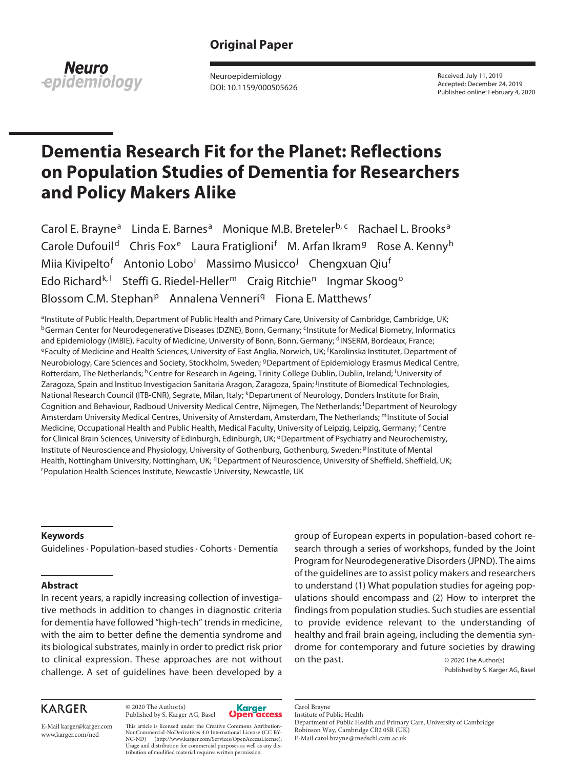**Original Paper**

Neuroepidemiology
DOI: 10.1159/000505626

Received: July 11, 2019
Accepted: December 24, 2019
Published online: February 4, 2020

# Dementia Research Fit for the Planet: Reflections on Population Studies of Dementia for Researchers and Policy Makers Alike

Carol E. Brayne[a] Linda E. Barnes[a] Monique M.B. Breteler[b, c] Rachael L. Brooks[a] Carole Dufouil[d] Chris Fox[e] Laura Fratiglioni[f] M. Arfan Ikram[g] Rose A. Kenny[h] Miia Kivipelto[f] Antonio Lobo[i] Massimo Musicco[j] Chengxuan Qiu[f] Edo Richard[k, l] Steffi G. Riedel-Heller[m] Craig Ritchie[n] Ingmar Skoog[o] Blossom C.M. Stephan[p] Annalena Venneri[q] Fiona E. Matthews[r]

[a]Institute of Public Health, Department of Public Health and Primary Care, University of Cambridge, Cambridge, UK; [b]German Center for Neurodegenerative Diseases (DZNE), Bonn, Germany; [c]Institute for Medical Biometry, Informatics and Epidemiology (IMBIE), Faculty of Medicine, University of Bonn, Bonn, Germany; [d]INSERM, Bordeaux, France; [e]Faculty of Medicine and Health Sciences, University of East Anglia, Norwich, UK; [f]Karolinska Institutet, Department of Neurobiology, Care Sciences and Society, Stockholm, Sweden; [g]Department of Epidemiology Erasmus Medical Centre, Rotterdam, The Netherlands; [h]Centre for Research in Ageing, Trinity College Dublin, Dublin, Ireland; [i]University of Zaragoza, Spain and Instituo Investigacion Sanitaria Aragon, Zaragoza, Spain; [j]Institute of Biomedical Technologies, National Research Council (ITB-CNR), Segrate, Milan, Italy; [k]Department of Neurology, Donders Institute for Brain, Cognition and Behaviour, Radboud University Medical Centre, Nijmegen, The Netherlands; [l]Department of Neurology Amsterdam University Medical Centres, University of Amsterdam, Amsterdam, The Netherlands; [m]Institute of Social Medicine, Occupational Health and Public Health, Medical Faculty, University of Leipzig, Leipzig, Germany; [n]Centre for Clinical Brain Sciences, University of Edinburgh, Edinburgh, UK; [o]Department of Psychiatry and Neurochemistry, Institute of Neuroscience and Physiology, University of Gothenburg, Gothenburg, Sweden; [p]Institute of Mental Health, Nottingham University, Nottingham, UK; [q]Department of Neuroscience, University of Sheffield, Sheffield, UK; [r]Population Health Sciences Institute, Newcastle University, Newcastle, UK

## Keywords

Guidelines · Population-based studies · Cohorts · Dementia

## Abstract

In recent years, a rapidly increasing collection of investigative methods in addition to changes in diagnostic criteria for dementia have followed "high-tech" trends in medicine, with the aim to better define the dementia syndrome and its biological substrates, mainly in order to predict risk prior to clinical expression. These approaches are not without challenge. A set of guidelines have been developed by a group of European experts in population-based cohort research through a series of workshops, funded by the Joint Program for Neurodegenerative Disorders (JPND). The aims of the guidelines are to assist policy makers and researchers to understand (1) What population studies for ageing populations should encompass and (2) How to interpret the findings from population studies. Such studies are essential to provide evidence relevant to the understanding of healthy and frail brain ageing, including the dementia syndrome for contemporary and future societies by drawing on the past.

© 2020 The Author(s)
Published by S. Karger AG, Basel

KARGER

E-Mail karger@karger.com
www.karger.com/ned

© 2020 The Author(s)
Published by S. Karger AG, Basel

Karger Open access

This article is licensed under the Creative Commons Attribution-NonCommercial-NoDerivatives 4.0 International License (CC BY-NC-ND) (http://www.karger.com/Services/OpenAccessLicense). Usage and distribution for commercial purposes as well as any distribution of modified material requires written permission.

Carol Brayne
Institute of Public Health
Department of Public Health and Primary Care, University of Cambridge
Robinson Way, Cambridge CB2 0SR (UK)
E-Mail carol.brayne@medschl.cam.ac.uk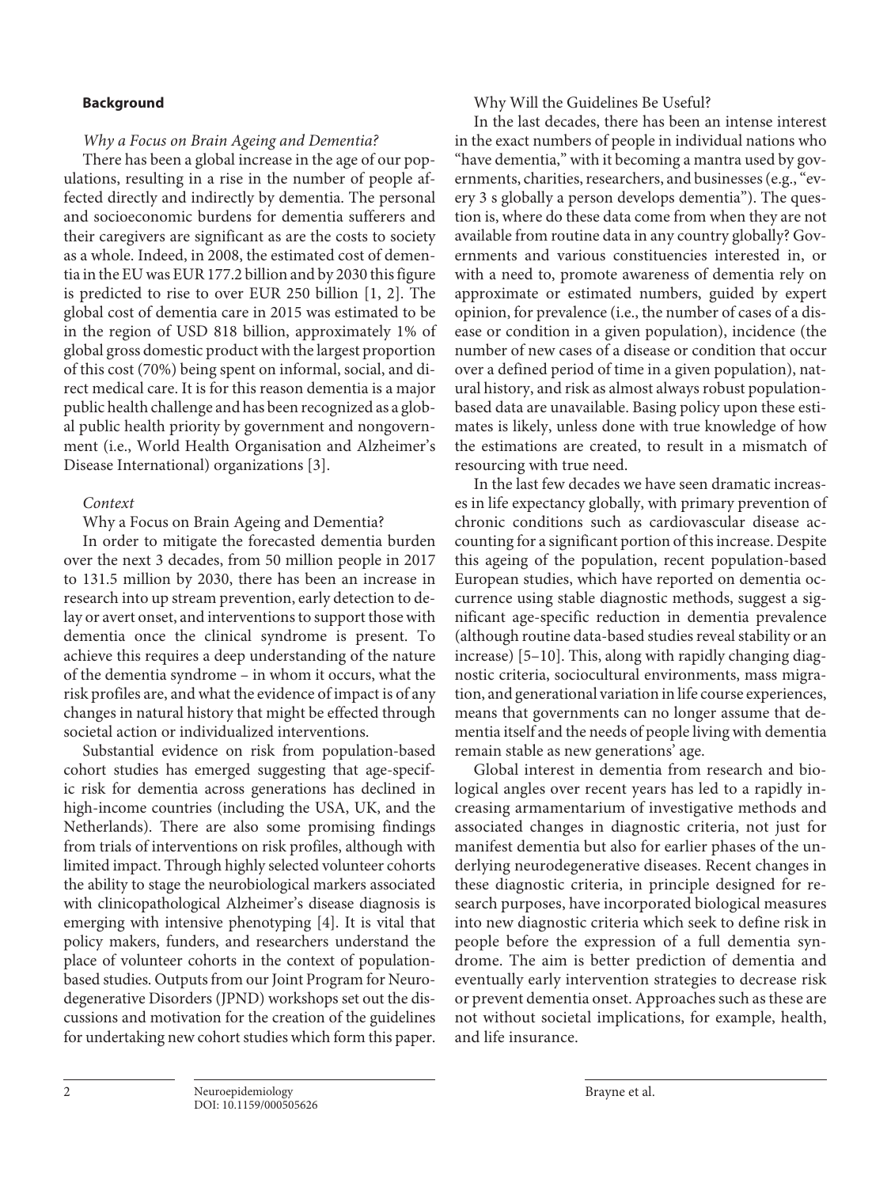### Background

*Why a Focus on Brain Ageing and Dementia?*

There has been a global increase in the age of our populations, resulting in a rise in the number of people affected directly and indirectly by dementia. The personal and socioeconomic burdens for dementia sufferers and their caregivers are significant as are the costs to society as a whole. Indeed, in 2008, the estimated cost of dementia in the EU was EUR 177.2 billion and by 2030 this figure is predicted to rise to over EUR 250 billion [1, 2]. The global cost of dementia care in 2015 was estimated to be in the region of USD 818 billion, approximately 1% of global gross domestic product with the largest proportion of this cost (70%) being spent on informal, social, and direct medical care. It is for this reason dementia is a major public health challenge and has been recognized as a global public health priority by government and nongovernment (i.e., World Health Organisation and Alzheimer's Disease International) organizations [3].

*Context*

Why a Focus on Brain Ageing and Dementia?

In order to mitigate the forecasted dementia burden over the next 3 decades, from 50 million people in 2017 to 131.5 million by 2030, there has been an increase in research into up stream prevention, early detection to delay or avert onset, and interventions to support those with dementia once the clinical syndrome is present. To achieve this requires a deep understanding of the nature of the dementia syndrome – in whom it occurs, what the risk profiles are, and what the evidence of impact is of any changes in natural history that might be effected through societal action or individualized interventions.

Substantial evidence on risk from population-based cohort studies has emerged suggesting that age-specific risk for dementia across generations has declined in high-income countries (including the USA, UK, and the Netherlands). There are also some promising findings from trials of interventions on risk profiles, although with limited impact. Through highly selected volunteer cohorts the ability to stage the neurobiological markers associated with clinicopathological Alzheimer's disease diagnosis is emerging with intensive phenotyping [4]. It is vital that policy makers, funders, and researchers understand the place of volunteer cohorts in the context of population-based studies. Outputs from our Joint Program for Neurodegenerative Disorders (JPND) workshops set out the discussions and motivation for the creation of the guidelines for undertaking new cohort studies which form this paper.

Why Will the Guidelines Be Useful?

In the last decades, there has been an intense interest in the exact numbers of people in individual nations who "have dementia," with it becoming a mantra used by governments, charities, researchers, and businesses (e.g., "every 3 s globally a person develops dementia"). The question is, where do these data come from when they are not available from routine data in any country globally? Governments and various constituencies interested in, or with a need to, promote awareness of dementia rely on approximate or estimated numbers, guided by expert opinion, for prevalence (i.e., the number of cases of a disease or condition in a given population), incidence (the number of new cases of a disease or condition that occur over a defined period of time in a given population), natural history, and risk as almost always robust population-based data are unavailable. Basing policy upon these estimates is likely, unless done with true knowledge of how the estimations are created, to result in a mismatch of resourcing with true need.

In the last few decades we have seen dramatic increases in life expectancy globally, with primary prevention of chronic conditions such as cardiovascular disease accounting for a significant portion of this increase. Despite this ageing of the population, recent population-based European studies, which have reported on dementia occurrence using stable diagnostic methods, suggest a significant age-specific reduction in dementia prevalence (although routine data-based studies reveal stability or an increase) [5–10]. This, along with rapidly changing diagnostic criteria, sociocultural environments, mass migration, and generational variation in life course experiences, means that governments can no longer assume that dementia itself and the needs of people living with dementia remain stable as new generations' age.

Global interest in dementia from research and biological angles over recent years has led to a rapidly increasing armamentarium of investigative methods and associated changes in diagnostic criteria, not just for manifest dementia but also for earlier phases of the underlying neurodegenerative diseases. Recent changes in these diagnostic criteria, in principle designed for research purposes, have incorporated biological measures into new diagnostic criteria which seek to define risk in people before the expression of a full dementia syndrome. The aim is better prediction of dementia and eventually early intervention strategies to decrease risk or prevent dementia onset. Approaches such as these are not without societal implications, for example, health, and life insurance.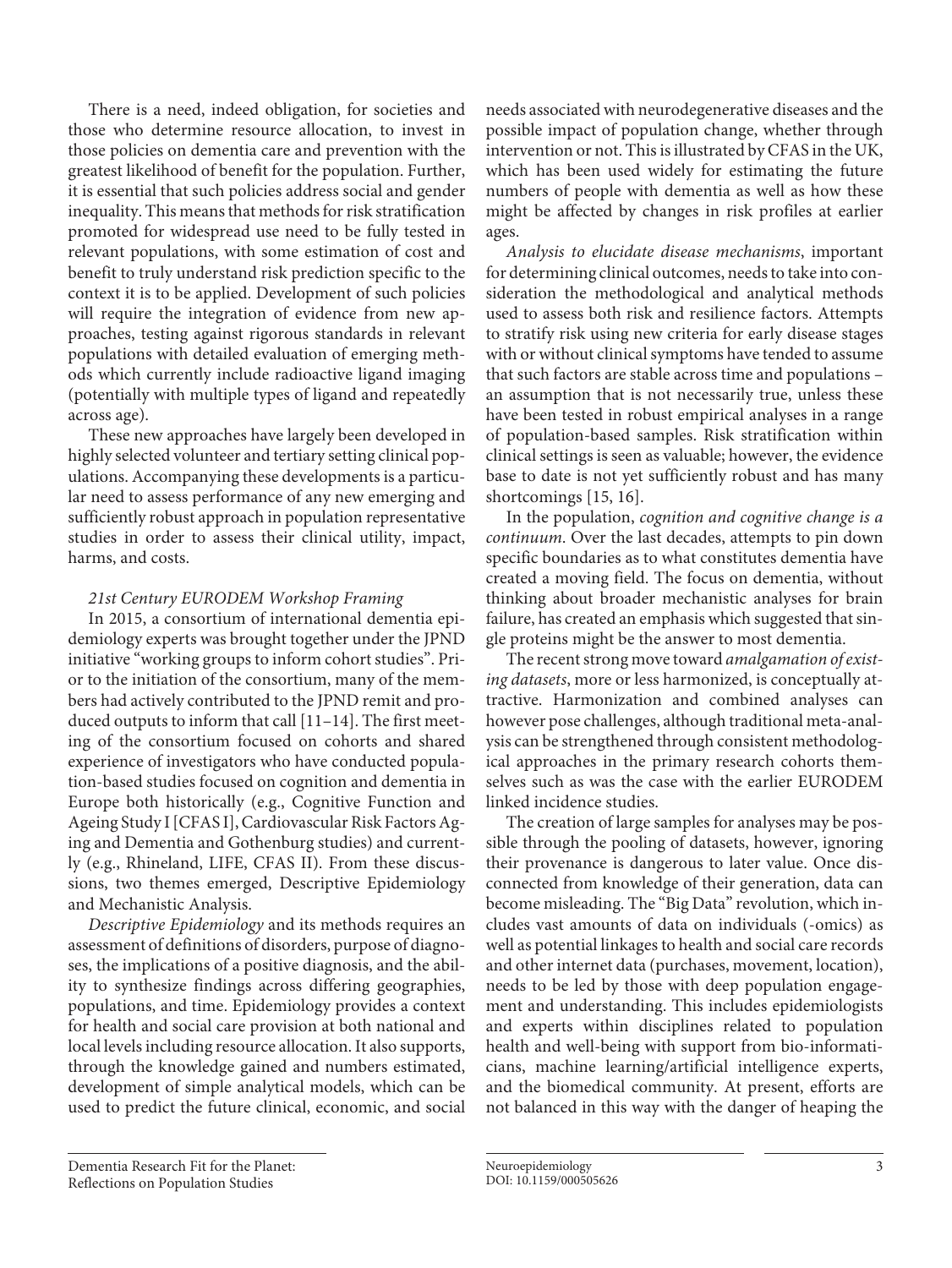There is a need, indeed obligation, for societies and those who determine resource allocation, to invest in those policies on dementia care and prevention with the greatest likelihood of benefit for the population. Further, it is essential that such policies address social and gender inequality. This means that methods for risk stratification promoted for widespread use need to be fully tested in relevant populations, with some estimation of cost and benefit to truly understand risk prediction specific to the context it is to be applied. Development of such policies will require the integration of evidence from new approaches, testing against rigorous standards in relevant populations with detailed evaluation of emerging methods which currently include radioactive ligand imaging (potentially with multiple types of ligand and repeatedly across age).

These new approaches have largely been developed in highly selected volunteer and tertiary setting clinical populations. Accompanying these developments is a particular need to assess performance of any new emerging and sufficiently robust approach in population representative studies in order to assess their clinical utility, impact, harms, and costs.

*21st Century EURODEM Workshop Framing*

In 2015, a consortium of international dementia epidemiology experts was brought together under the JPND initiative "working groups to inform cohort studies". Prior to the initiation of the consortium, many of the members had actively contributed to the JPND remit and produced outputs to inform that call [11–14]. The first meeting of the consortium focused on cohorts and shared experience of investigators who have conducted population-based studies focused on cognition and dementia in Europe both historically (e.g., Cognitive Function and Ageing Study I [CFAS I], Cardiovascular Risk Factors Aging and Dementia and Gothenburg studies) and currently (e.g., Rhineland, LIFE, CFAS II). From these discussions, two themes emerged, Descriptive Epidemiology and Mechanistic Analysis.

*Descriptive Epidemiology* and its methods requires an assessment of definitions of disorders, purpose of diagnoses, the implications of a positive diagnosis, and the ability to synthesize findings across differing geographies, populations, and time. Epidemiology provides a context for health and social care provision at both national and local levels including resource allocation. It also supports, through the knowledge gained and numbers estimated, development of simple analytical models, which can be used to predict the future clinical, economic, and social needs associated with neurodegenerative diseases and the possible impact of population change, whether through intervention or not. This is illustrated by CFAS in the UK, which has been used widely for estimating the future numbers of people with dementia as well as how these might be affected by changes in risk profiles at earlier ages.

*Analysis to elucidate disease mechanisms*, important for determining clinical outcomes, needs to take into consideration the methodological and analytical methods used to assess both risk and resilience factors. Attempts to stratify risk using new criteria for early disease stages with or without clinical symptoms have tended to assume that such factors are stable across time and populations – an assumption that is not necessarily true, unless these have been tested in robust empirical analyses in a range of population-based samples. Risk stratification within clinical settings is seen as valuable; however, the evidence base to date is not yet sufficiently robust and has many shortcomings [15, 16].

In the population, *cognition and cognitive change is a continuum*. Over the last decades, attempts to pin down specific boundaries as to what constitutes dementia have created a moving field. The focus on dementia, without thinking about broader mechanistic analyses for brain failure, has created an emphasis which suggested that single proteins might be the answer to most dementia.

The recent strong move toward *amalgamation of existing datasets*, more or less harmonized, is conceptually attractive. Harmonization and combined analyses can however pose challenges, although traditional meta-analysis can be strengthened through consistent methodological approaches in the primary research cohorts themselves such as was the case with the earlier EURODEM linked incidence studies.

The creation of large samples for analyses may be possible through the pooling of datasets, however, ignoring their provenance is dangerous to later value. Once disconnected from knowledge of their generation, data can become misleading. The "Big Data" revolution, which includes vast amounts of data on individuals (-omics) as well as potential linkages to health and social care records and other internet data (purchases, movement, location), needs to be led by those with deep population engagement and understanding. This includes epidemiologists and experts within disciplines related to population health and well-being with support from bio-informaticians, machine learning/artificial intelligence experts, and the biomedical community. At present, efforts are not balanced in this way with the danger of heaping the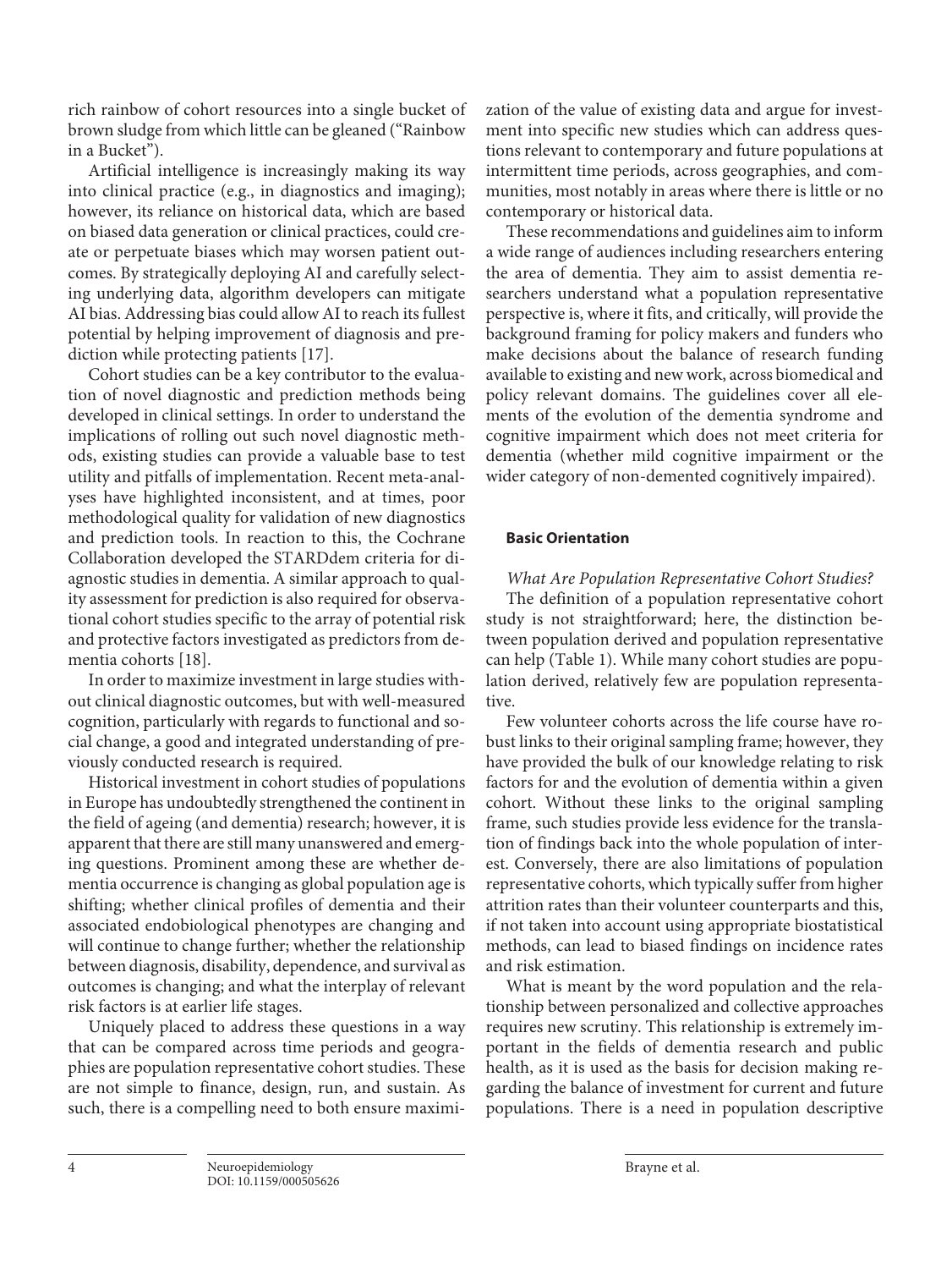rich rainbow of cohort resources into a single bucket of brown sludge from which little can be gleaned ("Rainbow in a Bucket").

Artificial intelligence is increasingly making its way into clinical practice (e.g., in diagnostics and imaging); however, its reliance on historical data, which are based on biased data generation or clinical practices, could create or perpetuate biases which may worsen patient outcomes. By strategically deploying AI and carefully selecting underlying data, algorithm developers can mitigate AI bias. Addressing bias could allow AI to reach its fullest potential by helping improvement of diagnosis and prediction while protecting patients [17].

Cohort studies can be a key contributor to the evaluation of novel diagnostic and prediction methods being developed in clinical settings. In order to understand the implications of rolling out such novel diagnostic methods, existing studies can provide a valuable base to test utility and pitfalls of implementation. Recent meta-analyses have highlighted inconsistent, and at times, poor methodological quality for validation of new diagnostics and prediction tools. In reaction to this, the Cochrane Collaboration developed the STARDdem criteria for diagnostic studies in dementia. A similar approach to quality assessment for prediction is also required for observational cohort studies specific to the array of potential risk and protective factors investigated as predictors from dementia cohorts [18].

In order to maximize investment in large studies without clinical diagnostic outcomes, but with well-measured cognition, particularly with regards to functional and social change, a good and integrated understanding of previously conducted research is required.

Historical investment in cohort studies of populations in Europe has undoubtedly strengthened the continent in the field of ageing (and dementia) research; however, it is apparent that there are still many unanswered and emerging questions. Prominent among these are whether dementia occurrence is changing as global population age is shifting; whether clinical profiles of dementia and their associated endobiological phenotypes are changing and will continue to change further; whether the relationship between diagnosis, disability, dependence, and survival as outcomes is changing; and what the interplay of relevant risk factors is at earlier life stages.

Uniquely placed to address these questions in a way that can be compared across time periods and geographies are population representative cohort studies. These are not simple to finance, design, run, and sustain. As such, there is a compelling need to both ensure maximization of the value of existing data and argue for investment into specific new studies which can address questions relevant to contemporary and future populations at intermittent time periods, across geographies, and communities, most notably in areas where there is little or no contemporary or historical data.

These recommendations and guidelines aim to inform a wide range of audiences including researchers entering the area of dementia. They aim to assist dementia researchers understand what a population representative perspective is, where it fits, and critically, will provide the background framing for policy makers and funders who make decisions about the balance of research funding available to existing and new work, across biomedical and policy relevant domains. The guidelines cover all elements of the evolution of the dementia syndrome and cognitive impairment which does not meet criteria for dementia (whether mild cognitive impairment or the wider category of non-demented cognitively impaired).

## Basic Orientation

### *What Are Population Representative Cohort Studies?*

The definition of a population representative cohort study is not straightforward; here, the distinction between population derived and population representative can help (Table 1). While many cohort studies are population derived, relatively few are population representative.

Few volunteer cohorts across the life course have robust links to their original sampling frame; however, they have provided the bulk of our knowledge relating to risk factors for and the evolution of dementia within a given cohort. Without these links to the original sampling frame, such studies provide less evidence for the translation of findings back into the whole population of interest. Conversely, there are also limitations of population representative cohorts, which typically suffer from higher attrition rates than their volunteer counterparts and this, if not taken into account using appropriate biostatistical methods, can lead to biased findings on incidence rates and risk estimation.

What is meant by the word population and the relationship between personalized and collective approaches requires new scrutiny. This relationship is extremely important in the fields of dementia research and public health, as it is used as the basis for decision making regarding the balance of investment for current and future populations. There is a need in population descriptive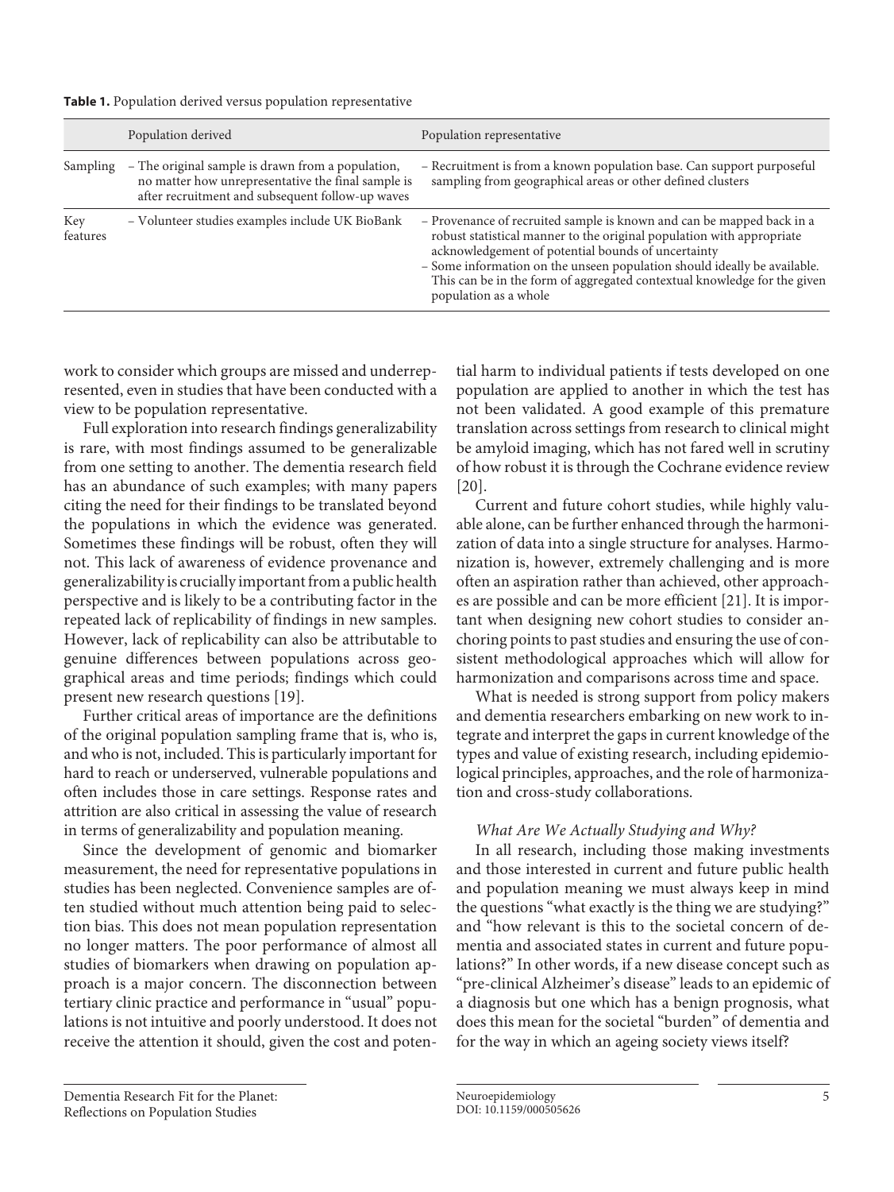**Table 1.** Population derived versus population representative

| | Population derived | Population representative |
|---|---|---|
| Sampling | – The original sample is drawn from a population, no matter how unrepresentative the final sample is after recruitment and subsequent follow-up waves | – Recruitment is from a known population base. Can support purposeful sampling from geographical areas or other defined clusters |
| Key features | – Volunteer studies examples include UK BioBank | – Provenance of recruited sample is known and can be mapped back in a robust statistical manner to the original population with appropriate acknowledgement of potential bounds of uncertainty<br>– Some information on the unseen population should ideally be available. This can be in the form of aggregated contextual knowledge for the given population as a whole |

work to consider which groups are missed and underrepresented, even in studies that have been conducted with a view to be population representative.

Full exploration into research findings generalizability is rare, with most findings assumed to be generalizable from one setting to another. The dementia research field has an abundance of such examples; with many papers citing the need for their findings to be translated beyond the populations in which the evidence was generated. Sometimes these findings will be robust, often they will not. This lack of awareness of evidence provenance and generalizability is crucially important from a public health perspective and is likely to be a contributing factor in the repeated lack of replicability of findings in new samples. However, lack of replicability can also be attributable to genuine differences between populations across geographical areas and time periods; findings which could present new research questions [19].

Further critical areas of importance are the definitions of the original population sampling frame that is, who is, and who is not, included. This is particularly important for hard to reach or underserved, vulnerable populations and often includes those in care settings. Response rates and attrition are also critical in assessing the value of research in terms of generalizability and population meaning.

Since the development of genomic and biomarker measurement, the need for representative populations in studies has been neglected. Convenience samples are often studied without much attention being paid to selection bias. This does not mean population representation no longer matters. The poor performance of almost all studies of biomarkers when drawing on population approach is a major concern. The disconnection between tertiary clinic practice and performance in "usual" populations is not intuitive and poorly understood. It does not receive the attention it should, given the cost and potential harm to individual patients if tests developed on one population are applied to another in which the test has not been validated. A good example of this premature translation across settings from research to clinical might be amyloid imaging, which has not fared well in scrutiny of how robust it is through the Cochrane evidence review [20].

Current and future cohort studies, while highly valuable alone, can be further enhanced through the harmonization of data into a single structure for analyses. Harmonization is, however, extremely challenging and is more often an aspiration rather than achieved, other approaches are possible and can be more efficient [21]. It is important when designing new cohort studies to consider anchoring points to past studies and ensuring the use of consistent methodological approaches which will allow for harmonization and comparisons across time and space.

What is needed is strong support from policy makers and dementia researchers embarking on new work to integrate and interpret the gaps in current knowledge of the types and value of existing research, including epidemiological principles, approaches, and the role of harmonization and cross-study collaborations.

*What Are We Actually Studying and Why?*

In all research, including those making investments and those interested in current and future public health and population meaning we must always keep in mind the questions "what exactly is the thing we are studying?" and "how relevant is this to the societal concern of dementia and associated states in current and future populations?" In other words, if a new disease concept such as "pre-clinical Alzheimer's disease" leads to an epidemic of a diagnosis but one which has a benign prognosis, what does this mean for the societal "burden" of dementia and for the way in which an ageing society views itself?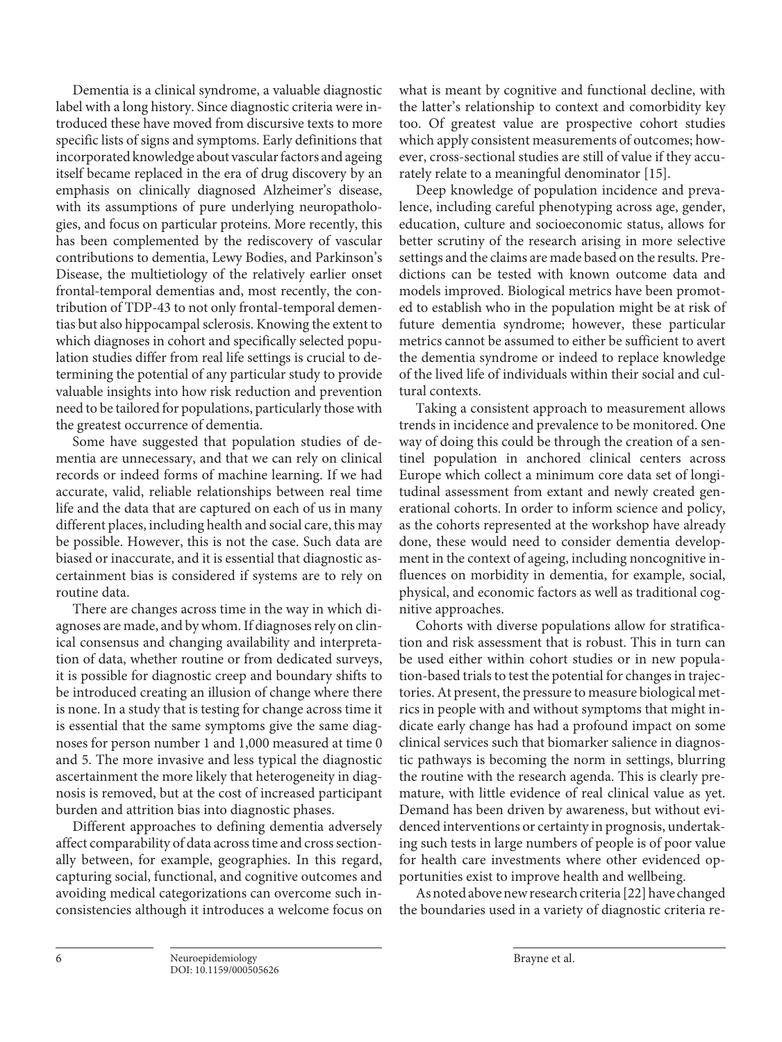Dementia is a clinical syndrome, a valuable diagnostic label with a long history. Since diagnostic criteria were introduced these have moved from discursive texts to more specific lists of signs and symptoms. Early definitions that incorporated knowledge about vascular factors and ageing itself became replaced in the era of drug discovery by an emphasis on clinically diagnosed Alzheimer's disease, with its assumptions of pure underlying neuropathologies, and focus on particular proteins. More recently, this has been complemented by the rediscovery of vascular contributions to dementia, Lewy Bodies, and Parkinson's Disease, the multietiology of the relatively earlier onset frontal-temporal dementias and, most recently, the contribution of TDP-43 to not only frontal-temporal dementias but also hippocampal sclerosis. Knowing the extent to which diagnoses in cohort and specifically selected population studies differ from real life settings is crucial to determining the potential of any particular study to provide valuable insights into how risk reduction and prevention need to be tailored for populations, particularly those with the greatest occurrence of dementia.

Some have suggested that population studies of dementia are unnecessary, and that we can rely on clinical records or indeed forms of machine learning. If we had accurate, valid, reliable relationships between real time life and the data that are captured on each of us in many different places, including health and social care, this may be possible. However, this is not the case. Such data are biased or inaccurate, and it is essential that diagnostic ascertainment bias is considered if systems are to rely on routine data.

There are changes across time in the way in which diagnoses are made, and by whom. If diagnoses rely on clinical consensus and changing availability and interpretation of data, whether routine or from dedicated surveys, it is possible for diagnostic creep and boundary shifts to be introduced creating an illusion of change where there is none. In a study that is testing for change across time it is essential that the same symptoms give the same diagnoses for person number 1 and 1,000 measured at time 0 and 5. The more invasive and less typical the diagnostic ascertainment the more likely that heterogeneity in diagnosis is removed, but at the cost of increased participant burden and attrition bias into diagnostic phases.

Different approaches to defining dementia adversely affect comparability of data across time and cross sectionally between, for example, geographies. In this regard, capturing social, functional, and cognitive outcomes and avoiding medical categorizations can overcome such inconsistencies although it introduces a welcome focus on what is meant by cognitive and functional decline, with the latter's relationship to context and comorbidity key too. Of greatest value are prospective cohort studies which apply consistent measurements of outcomes; however, cross-sectional studies are still of value if they accurately relate to a meaningful denominator [15].

Deep knowledge of population incidence and prevalence, including careful phenotyping across age, gender, education, culture and socioeconomic status, allows for better scrutiny of the research arising in more selective settings and the claims are made based on the results. Predictions can be tested with known outcome data and models improved. Biological metrics have been promoted to establish who in the population might be at risk of future dementia syndrome; however, these particular metrics cannot be assumed to either be sufficient to avert the dementia syndrome or indeed to replace knowledge of the lived life of individuals within their social and cultural contexts.

Taking a consistent approach to measurement allows trends in incidence and prevalence to be monitored. One way of doing this could be through the creation of a sentinel population in anchored clinical centers across Europe which collect a minimum core data set of longitudinal assessment from extant and newly created generational cohorts. In order to inform science and policy, as the cohorts represented at the workshop have already done, these would need to consider dementia development in the context of ageing, including noncognitive influences on morbidity in dementia, for example, social, physical, and economic factors as well as traditional cognitive approaches.

Cohorts with diverse populations allow for stratification and risk assessment that is robust. This in turn can be used either within cohort studies or in new population-based trials to test the potential for changes in trajectories. At present, the pressure to measure biological metrics in people with and without symptoms that might indicate early change has had a profound impact on some clinical services such that biomarker salience in diagnostic pathways is becoming the norm in settings, blurring the routine with the research agenda. This is clearly premature, with little evidence of real clinical value as yet. Demand has been driven by awareness, but without evidenced interventions or certainty in prognosis, undertaking such tests in large numbers of people is of poor value for health care investments where other evidenced opportunities exist to improve health and wellbeing.

As noted above new research criteria [22] have changed the boundaries used in a variety of diagnostic criteria re-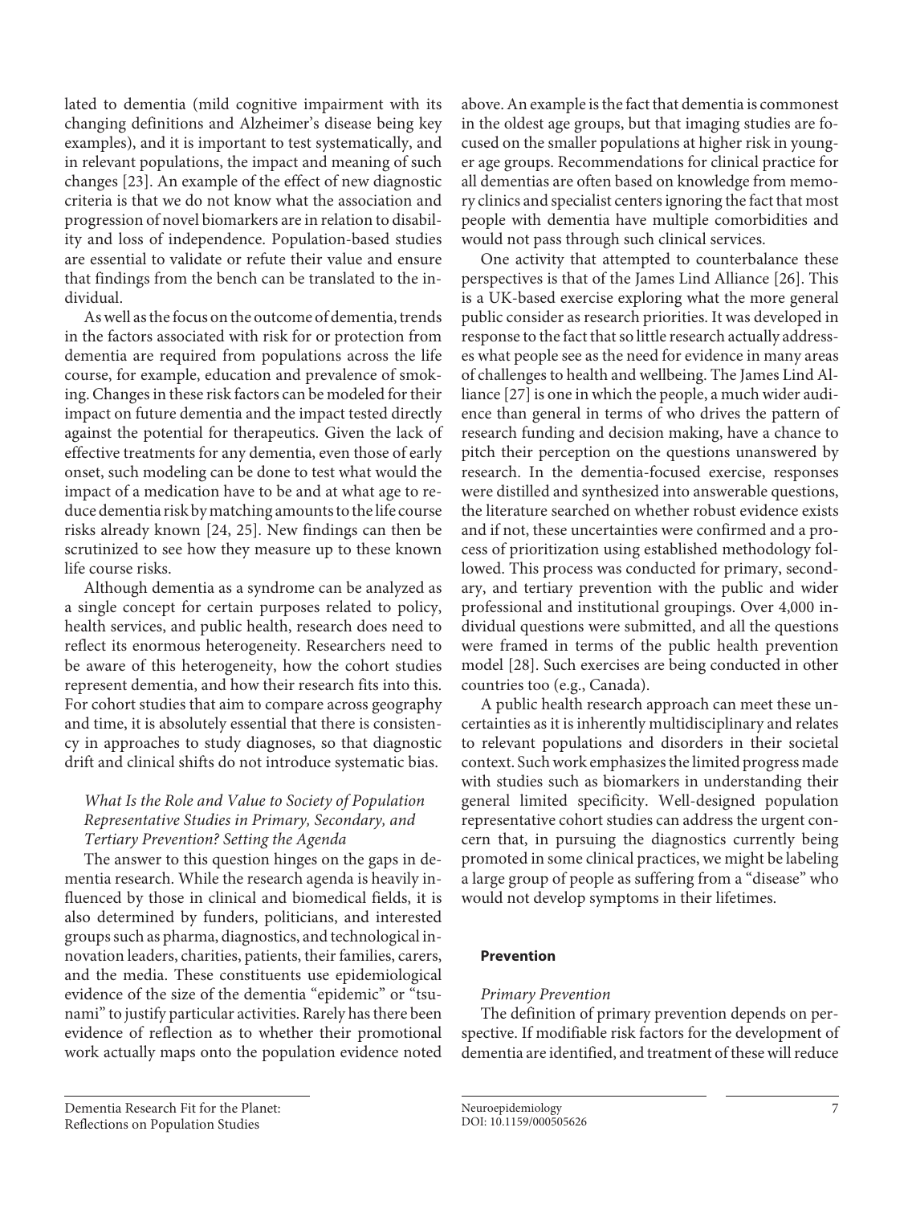lated to dementia (mild cognitive impairment with its changing definitions and Alzheimer's disease being key examples), and it is important to test systematically, and in relevant populations, the impact and meaning of such changes [23]. An example of the effect of new diagnostic criteria is that we do not know what the association and progression of novel biomarkers are in relation to disability and loss of independence. Population-based studies are essential to validate or refute their value and ensure that findings from the bench can be translated to the individual.

As well as the focus on the outcome of dementia, trends in the factors associated with risk for or protection from dementia are required from populations across the life course, for example, education and prevalence of smoking. Changes in these risk factors can be modeled for their impact on future dementia and the impact tested directly against the potential for therapeutics. Given the lack of effective treatments for any dementia, even those of early onset, such modeling can be done to test what would the impact of a medication have to be and at what age to reduce dementia risk by matching amounts to the life course risks already known [24, 25]. New findings can then be scrutinized to see how they measure up to these known life course risks.

Although dementia as a syndrome can be analyzed as a single concept for certain purposes related to policy, health services, and public health, research does need to reflect its enormous heterogeneity. Researchers need to be aware of this heterogeneity, how the cohort studies represent dementia, and how their research fits into this. For cohort studies that aim to compare across geography and time, it is absolutely essential that there is consistency in approaches to study diagnoses, so that diagnostic drift and clinical shifts do not introduce systematic bias.

### *What Is the Role and Value to Society of Population Representative Studies in Primary, Secondary, and Tertiary Prevention? Setting the Agenda*

The answer to this question hinges on the gaps in dementia research. While the research agenda is heavily influenced by those in clinical and biomedical fields, it is also determined by funders, politicians, and interested groups such as pharma, diagnostics, and technological innovation leaders, charities, patients, their families, carers, and the media. These constituents use epidemiological evidence of the size of the dementia "epidemic" or "tsunami" to justify particular activities. Rarely has there been evidence of reflection as to whether their promotional work actually maps onto the population evidence noted above. An example is the fact that dementia is commonest in the oldest age groups, but that imaging studies are focused on the smaller populations at higher risk in younger age groups. Recommendations for clinical practice for all dementias are often based on knowledge from memory clinics and specialist centers ignoring the fact that most people with dementia have multiple comorbidities and would not pass through such clinical services.

One activity that attempted to counterbalance these perspectives is that of the James Lind Alliance [26]. This is a UK-based exercise exploring what the more general public consider as research priorities. It was developed in response to the fact that so little research actually addresses what people see as the need for evidence in many areas of challenges to health and wellbeing. The James Lind Alliance [27] is one in which the people, a much wider audience than general in terms of who drives the pattern of research funding and decision making, have a chance to pitch their perception on the questions unanswered by research. In the dementia-focused exercise, responses were distilled and synthesized into answerable questions, the literature searched on whether robust evidence exists and if not, these uncertainties were confirmed and a process of prioritization using established methodology followed. This process was conducted for primary, secondary, and tertiary prevention with the public and wider professional and institutional groupings. Over 4,000 individual questions were submitted, and all the questions were framed in terms of the public health prevention model [28]. Such exercises are being conducted in other countries too (e.g., Canada).

A public health research approach can meet these uncertainties as it is inherently multidisciplinary and relates to relevant populations and disorders in their societal context. Such work emphasizes the limited progress made with studies such as biomarkers in understanding their general limited specificity. Well-designed population representative cohort studies can address the urgent concern that, in pursuing the diagnostics currently being promoted in some clinical practices, we might be labeling a large group of people as suffering from a "disease" who would not develop symptoms in their lifetimes.

## **Prevention**

### *Primary Prevention*

The definition of primary prevention depends on perspective. If modifiable risk factors for the development of dementia are identified, and treatment of these will reduce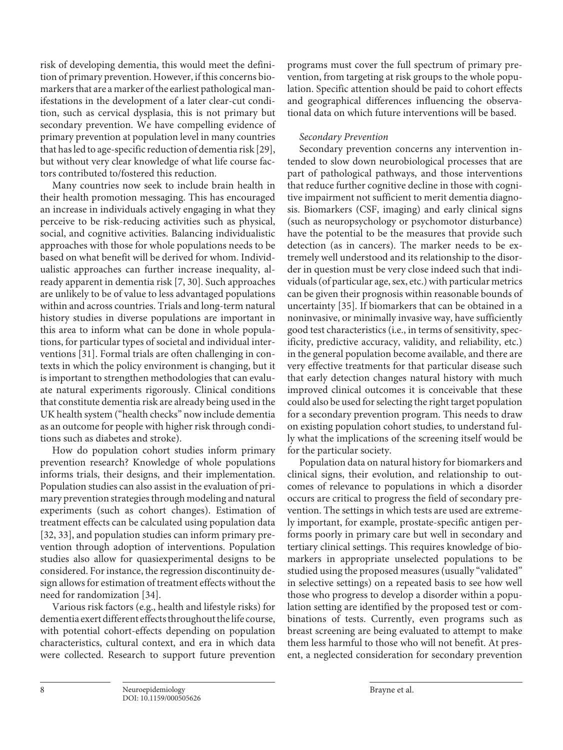risk of developing dementia, this would meet the definition of primary prevention. However, if this concerns biomarkers that are a marker of the earliest pathological manifestations in the development of a later clear-cut condition, such as cervical dysplasia, this is not primary but secondary prevention. We have compelling evidence of primary prevention at population level in many countries that has led to age-specific reduction of dementia risk [29], but without very clear knowledge of what life course factors contributed to/fostered this reduction.

Many countries now seek to include brain health in their health promotion messaging. This has encouraged an increase in individuals actively engaging in what they perceive to be risk-reducing activities such as physical, social, and cognitive activities. Balancing individualistic approaches with those for whole populations needs to be based on what benefit will be derived for whom. Individualistic approaches can further increase inequality, already apparent in dementia risk [7, 30]. Such approaches are unlikely to be of value to less advantaged populations within and across countries. Trials and long-term natural history studies in diverse populations are important in this area to inform what can be done in whole populations, for particular types of societal and individual interventions [31]. Formal trials are often challenging in contexts in which the policy environment is changing, but it is important to strengthen methodologies that can evaluate natural experiments rigorously. Clinical conditions that constitute dementia risk are already being used in the UK health system ("health checks" now include dementia as an outcome for people with higher risk through conditions such as diabetes and stroke).

How do population cohort studies inform primary prevention research? Knowledge of whole populations informs trials, their designs, and their implementation. Population studies can also assist in the evaluation of primary prevention strategies through modeling and natural experiments (such as cohort changes). Estimation of treatment effects can be calculated using population data [32, 33], and population studies can inform primary prevention through adoption of interventions. Population studies also allow for quasiexperimental designs to be considered. For instance, the regression discontinuity design allows for estimation of treatment effects without the need for randomization [34].

Various risk factors (e.g., health and lifestyle risks) for dementia exert different effects throughout the life course, with potential cohort-effects depending on population characteristics, cultural context, and era in which data were collected. Research to support future prevention programs must cover the full spectrum of primary prevention, from targeting at risk groups to the whole population. Specific attention should be paid to cohort effects and geographical differences influencing the observational data on which future interventions will be based.

*Secondary Prevention*

Secondary prevention concerns any intervention intended to slow down neurobiological processes that are part of pathological pathways, and those interventions that reduce further cognitive decline in those with cognitive impairment not sufficient to merit dementia diagnosis. Biomarkers (CSF, imaging) and early clinical signs (such as neuropsychology or psychomotor disturbance) have the potential to be the measures that provide such detection (as in cancers). The marker needs to be extremely well understood and its relationship to the disorder in question must be very close indeed such that individuals (of particular age, sex, etc.) with particular metrics can be given their prognosis within reasonable bounds of uncertainty [35]. If biomarkers that can be obtained in a noninvasive, or minimally invasive way, have sufficiently good test characteristics (i.e., in terms of sensitivity, specificity, predictive accuracy, validity, and reliability, etc.) in the general population become available, and there are very effective treatments for that particular disease such that early detection changes natural history with much improved clinical outcomes it is conceivable that these could also be used for selecting the right target population for a secondary prevention program. This needs to draw on existing population cohort studies, to understand fully what the implications of the screening itself would be for the particular society.

Population data on natural history for biomarkers and clinical signs, their evolution, and relationship to outcomes of relevance to populations in which a disorder occurs are critical to progress the field of secondary prevention. The settings in which tests are used are extremely important, for example, prostate-specific antigen performs poorly in primary care but well in secondary and tertiary clinical settings. This requires knowledge of biomarkers in appropriate unselected populations to be studied using the proposed measures (usually "validated" in selective settings) on a repeated basis to see how well those who progress to develop a disorder within a population setting are identified by the proposed test or combinations of tests. Currently, even programs such as breast screening are being evaluated to attempt to make them less harmful to those who will not benefit. At present, a neglected consideration for secondary prevention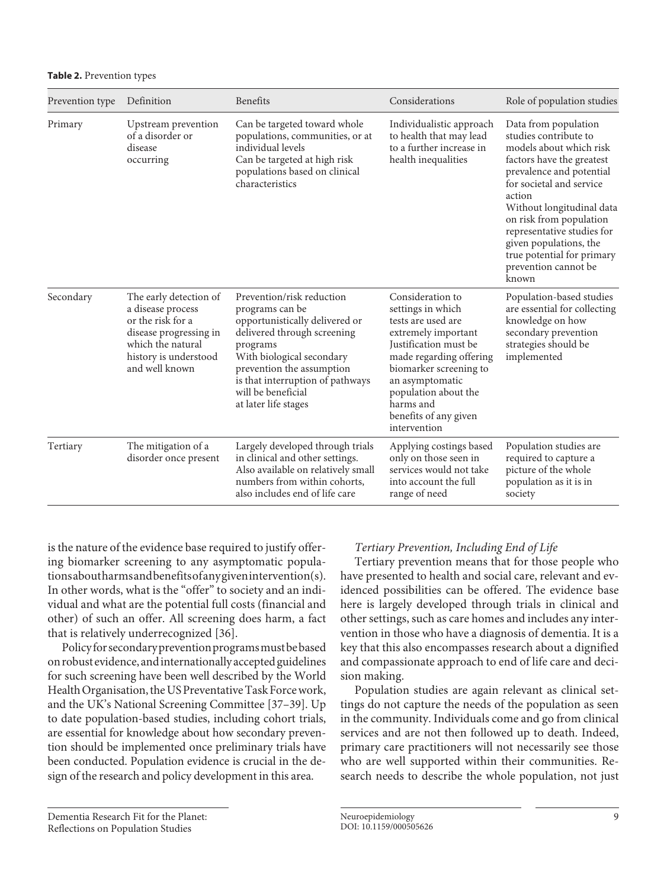**Table 2.** Prevention types

| Prevention type | Definition | Benefits | Considerations | Role of population studies |
|---|---|---|---|---|
| Primary | Upstream prevention of a disorder or disease occurring | Can be targeted toward whole populations, communities, or at individual levels<br>Can be targeted at high risk populations based on clinical characteristics | Individualistic approach to health that may lead to a further increase in health inequalities | Data from population studies contribute to models about which risk factors have the greatest prevalence and potential for societal and service action<br>Without longitudinal data on risk from population representative studies for given populations, the true potential for primary prevention cannot be known |
| Secondary | The early detection of a disease process or the risk for a disease progressing in which the natural history is understood and well known | Prevention/risk reduction programs can be opportunistically delivered or delivered through screening programs<br>With biological secondary prevention the assumption is that interruption of pathways will be beneficial at later life stages | Consideration to settings in which tests are used are extremely important<br>Justification must be made regarding offering biomarker screening to an asymptomatic population about the harms and benefits of any given intervention | Population-based studies are essential for collecting knowledge on how secondary prevention strategies should be implemented |
| Tertiary | The mitigation of a disorder once present | Largely developed through trials in clinical and other settings. Also available on relatively small numbers from within cohorts, also includes end of life care | Applying costings based only on those seen in services would not take into account the full range of need | Population studies are required to capture a picture of the whole population as it is in society |

is the nature of the evidence base required to justify offering biomarker screening to any asymptomatic populations about harms and benefits of any given intervention(s). In other words, what is the "offer" to society and an individual and what are the potential full costs (financial and other) of such an offer. All screening does harm, a fact that is relatively underrecognized [36].

Policy for secondary prevention programs must be based on robust evidence, and internationally accepted guidelines for such screening have been well described by the World Health Organisation, the US Preventative Task Force work, and the UK's National Screening Committee [37–39]. Up to date population-based studies, including cohort trials, are essential for knowledge about how secondary prevention should be implemented once preliminary trials have been conducted. Population evidence is crucial in the design of the research and policy development in this area.

*Tertiary Prevention, Including End of Life*

Tertiary prevention means that for those people who have presented to health and social care, relevant and evidenced possibilities can be offered. The evidence base here is largely developed through trials in clinical and other settings, such as care homes and includes any intervention in those who have a diagnosis of dementia. It is a key that this also encompasses research about a dignified and compassionate approach to end of life care and decision making.

Population studies are again relevant as clinical settings do not capture the needs of the population as seen in the community. Individuals come and go from clinical services and are not then followed up to death. Indeed, primary care practitioners will not necessarily see those who are well supported within their communities. Research needs to describe the whole population, not just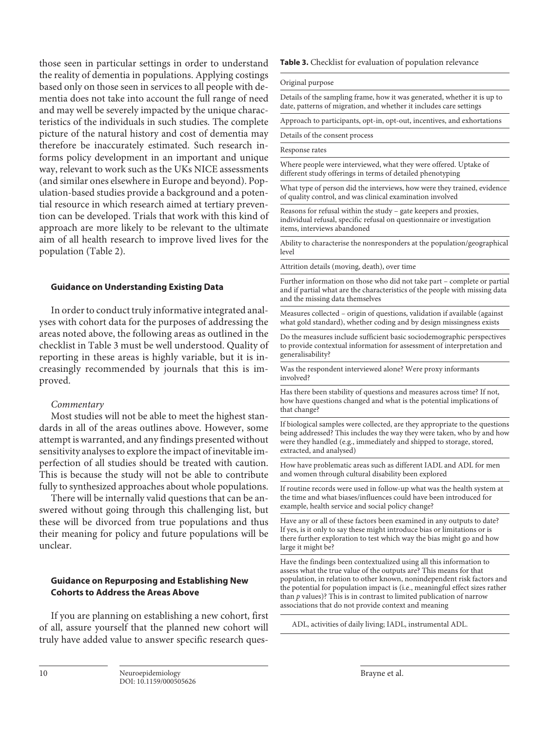those seen in particular settings in order to understand the reality of dementia in populations. Applying costings based only on those seen in services to all people with dementia does not take into account the full range of need and may well be severely impacted by the unique characteristics of the individuals in such studies. The complete picture of the natural history and cost of dementia may therefore be inaccurately estimated. Such research informs policy development in an important and unique way, relevant to work such as the UKs NICE assessments (and similar ones elsewhere in Europe and beyond). Population-based studies provide a background and a potential resource in which research aimed at tertiary prevention can be developed. Trials that work with this kind of approach are more likely to be relevant to the ultimate aim of all health research to improve lived lives for the population (Table 2).

### Guidance on Understanding Existing Data

In order to conduct truly informative integrated analyses with cohort data for the purposes of addressing the areas noted above, the following areas as outlined in the checklist in Table 3 must be well understood. Quality of reporting in these areas is highly variable, but it is increasingly recommended by journals that this is improved.

*Commentary*

Most studies will not be able to meet the highest standards in all of the areas outlines above. However, some attempt is warranted, and any findings presented without sensitivity analyses to explore the impact of inevitable imperfection of all studies should be treated with caution. This is because the study will not be able to contribute fully to synthesized approaches about whole populations.

There will be internally valid questions that can be answered without going through this challenging list, but these will be divorced from true populations and thus their meaning for policy and future populations will be unclear.

### Guidance on Repurposing and Establishing New Cohorts to Address the Areas Above

If you are planning on establishing a new cohort, first of all, assure yourself that the planned new cohort will truly have added value to answer specific research ques-

**Table 3.** Checklist for evaluation of population relevance

| |
|---|
| Original purpose |
| Details of the sampling frame, how it was generated, whether it is up to date, patterns of migration, and whether it includes care settings |
| Approach to participants, opt-in, opt-out, incentives, and exhortations |
| Details of the consent process |
| Response rates |
| Where people were interviewed, what they were offered. Uptake of different study offerings in terms of detailed phenotyping |
| What type of person did the interviews, how were they trained, evidence of quality control, and was clinical examination involved |
| Reasons for refusal within the study – gate keepers and proxies, individual refusal, specific refusal on questionnaire or investigation items, interviews abandoned |
| Ability to characterise the nonresponders at the population/geographical level |
| Attrition details (moving, death), over time |
| Further information on those who did not take part – complete or partial and if partial what are the characteristics of the people with missing data and the missing data themselves |
| Measures collected – origin of questions, validation if available (against what gold standard), whether coding and by design missingness exists |
| Do the measures include sufficient basic sociodemographic perspectives to provide contextual information for assessment of interpretation and generalisability? |
| Was the respondent interviewed alone? Were proxy informants involved? |
| Has there been stability of questions and measures across time? If not, how have questions changed and what is the potential implications of that change? |
| If biological samples were collected, are they appropriate to the questions being addressed? This includes the way they were taken, who by and how were they handled (e.g., immediately and shipped to storage, stored, extracted, and analysed) |
| How have problematic areas such as different IADL and ADL for men and women through cultural disability been explored |
| If routine records were used in follow-up what was the health system at the time and what biases/influences could have been introduced for example, health service and social policy change? |
| Have any or all of these factors been examined in any outputs to date? If yes, is it only to say these might introduce bias or limitations or is there further exploration to test which way the bias might go and how large it might be? |
| Have the findings been contextualized using all this information to assess what the true value of the outputs are? This means for that population, in relation to other known, nonindependent risk factors and the potential for population impact is (i.e., meaningful effect sizes rather than *p* values)? This is in contrast to limited publication of narrow associations that do not provide context and meaning |

ADL, activities of daily living; IADL, instrumental ADL.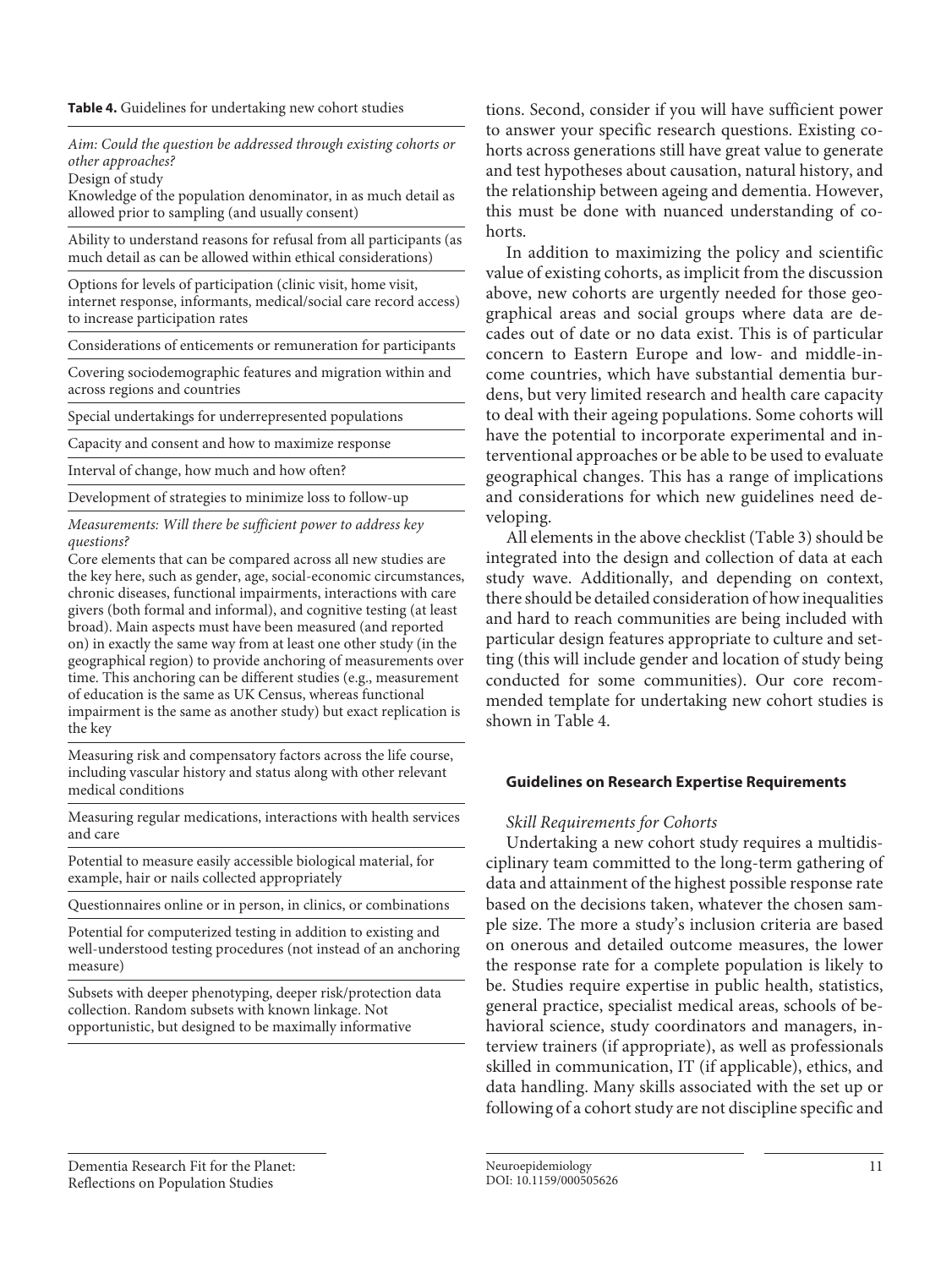**Table 4.** Guidelines for undertaking new cohort studies

| |
|---|
| *Aim: Could the question be addressed through existing cohorts or other approaches?*<br>Design of study<br>Knowledge of the population denominator, in as much detail as allowed prior to sampling (and usually consent) |
| Ability to understand reasons for refusal from all participants (as much detail as can be allowed within ethical considerations) |
| Options for levels of participation (clinic visit, home visit, internet response, informants, medical/social care record access) to increase participation rates |
| Considerations of enticements or remuneration for participants |
| Covering sociodemographic features and migration within and across regions and countries |
| Special undertakings for underrepresented populations |
| Capacity and consent and how to maximize response |
| Interval of change, how much and how often? |
| Development of strategies to minimize loss to follow-up |
| *Measurements: Will there be sufficient power to address key questions?*<br>Core elements that can be compared across all new studies are the key here, such as gender, age, social-economic circumstances, chronic diseases, functional impairments, interactions with care givers (both formal and informal), and cognitive testing (at least broad). Main aspects must have been measured (and reported on) in exactly the same way from at least one other study (in the geographical region) to provide anchoring of measurements over time. This anchoring can be different studies (e.g., measurement of education is the same as UK Census, whereas functional impairment is the same as another study) but exact replication is the key |
| Measuring risk and compensatory factors across the life course, including vascular history and status along with other relevant medical conditions |
| Measuring regular medications, interactions with health services and care |
| Potential to measure easily accessible biological material, for example, hair or nails collected appropriately |
| Questionnaires online or in person, in clinics, or combinations |
| Potential for computerized testing in addition to existing and well-understood testing procedures (not instead of an anchoring measure) |
| Subsets with deeper phenotyping, deeper risk/protection data collection. Random subsets with known linkage. Not opportunistic, but designed to be maximally informative |

tions. Second, consider if you will have sufficient power to answer your specific research questions. Existing cohorts across generations still have great value to generate and test hypotheses about causation, natural history, and the relationship between ageing and dementia. However, this must be done with nuanced understanding of cohorts.

In addition to maximizing the policy and scientific value of existing cohorts, as implicit from the discussion above, new cohorts are urgently needed for those geographical areas and social groups where data are decades out of date or no data exist. This is of particular concern to Eastern Europe and low- and middle-income countries, which have substantial dementia burdens, but very limited research and health care capacity to deal with their ageing populations. Some cohorts will have the potential to incorporate experimental and interventional approaches or be able to be used to evaluate geographical changes. This has a range of implications and considerations for which new guidelines need developing.

All elements in the above checklist (Table 3) should be integrated into the design and collection of data at each study wave. Additionally, and depending on context, there should be detailed consideration of how inequalities and hard to reach communities are being included with particular design features appropriate to culture and setting (this will include gender and location of study being conducted for some communities). Our core recommended template for undertaking new cohort studies is shown in Table 4.

## Guidelines on Research Expertise Requirements

### *Skill Requirements for Cohorts*

Undertaking a new cohort study requires a multidisciplinary team committed to the long-term gathering of data and attainment of the highest possible response rate based on the decisions taken, whatever the chosen sample size. The more a study's inclusion criteria are based on onerous and detailed outcome measures, the lower the response rate for a complete population is likely to be. Studies require expertise in public health, statistics, general practice, specialist medical areas, schools of behavioral science, study coordinators and managers, interview trainers (if appropriate), as well as professionals skilled in communication, IT (if applicable), ethics, and data handling. Many skills associated with the set up or following of a cohort study are not discipline specific and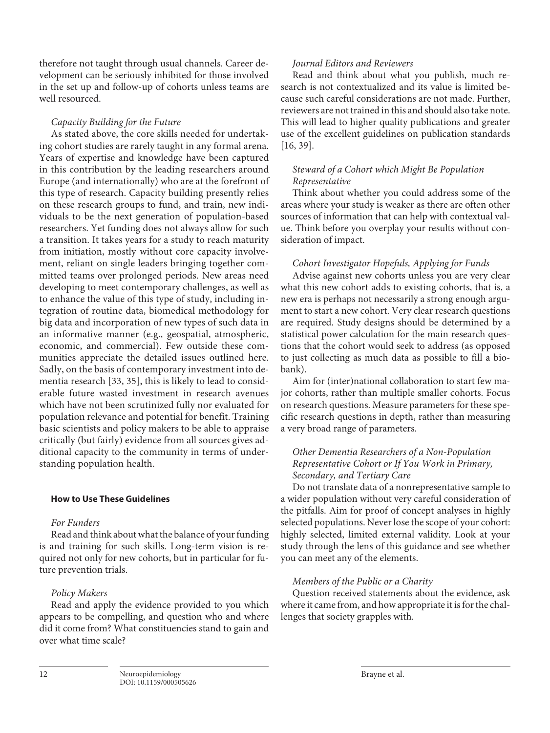therefore not taught through usual channels. Career development can be seriously inhibited for those involved in the set up and follow-up of cohorts unless teams are well resourced.

*Capacity Building for the Future*

As stated above, the core skills needed for undertaking cohort studies are rarely taught in any formal arena. Years of expertise and knowledge have been captured in this contribution by the leading researchers around Europe (and internationally) who are at the forefront of this type of research. Capacity building presently relies on these research groups to fund, and train, new individuals to be the next generation of population-based researchers. Yet funding does not always allow for such a transition. It takes years for a study to reach maturity from initiation, mostly without core capacity involvement, reliant on single leaders bringing together committed teams over prolonged periods. New areas need developing to meet contemporary challenges, as well as to enhance the value of this type of study, including integration of routine data, biomedical methodology for big data and incorporation of new types of such data in an informative manner (e.g., geospatial, atmospheric, economic, and commercial). Few outside these communities appreciate the detailed issues outlined here. Sadly, on the basis of contemporary investment into dementia research [33, 35], this is likely to lead to considerable future wasted investment in research avenues which have not been scrutinized fully nor evaluated for population relevance and potential for benefit. Training basic scientists and policy makers to be able to appraise critically (but fairly) evidence from all sources gives additional capacity to the community in terms of understanding population health.

## How to Use These Guidelines

*For Funders*

Read and think about what the balance of your funding is and training for such skills. Long-term vision is required not only for new cohorts, but in particular for future prevention trials.

*Policy Makers*

Read and apply the evidence provided to you which appears to be compelling, and question who and where did it come from? What constituencies stand to gain and over what time scale?

*Journal Editors and Reviewers*

Read and think about what you publish, much research is not contextualized and its value is limited because such careful considerations are not made. Further, reviewers are not trained in this and should also take note. This will lead to higher quality publications and greater use of the excellent guidelines on publication standards [16, 39].

*Steward of a Cohort which Might Be Population Representative*

Think about whether you could address some of the areas where your study is weaker as there are often other sources of information that can help with contextual value. Think before you overplay your results without consideration of impact.

*Cohort Investigator Hopefuls, Applying for Funds*

Advise against new cohorts unless you are very clear what this new cohort adds to existing cohorts, that is, a new era is perhaps not necessarily a strong enough argument to start a new cohort. Very clear research questions are required. Study designs should be determined by a statistical power calculation for the main research questions that the cohort would seek to address (as opposed to just collecting as much data as possible to fill a biobank).

Aim for (inter)national collaboration to start few major cohorts, rather than multiple smaller cohorts. Focus on research questions. Measure parameters for these specific research questions in depth, rather than measuring a very broad range of parameters.

*Other Dementia Researchers of a Non-Population Representative Cohort or If You Work in Primary, Secondary, and Tertiary Care*

Do not translate data of a nonrepresentative sample to a wider population without very careful consideration of the pitfalls. Aim for proof of concept analyses in highly selected populations. Never lose the scope of your cohort: highly selected, limited external validity. Look at your study through the lens of this guidance and see whether you can meet any of the elements.

*Members of the Public or a Charity*

Question received statements about the evidence, ask where it came from, and how appropriate it is for the challenges that society grapples with.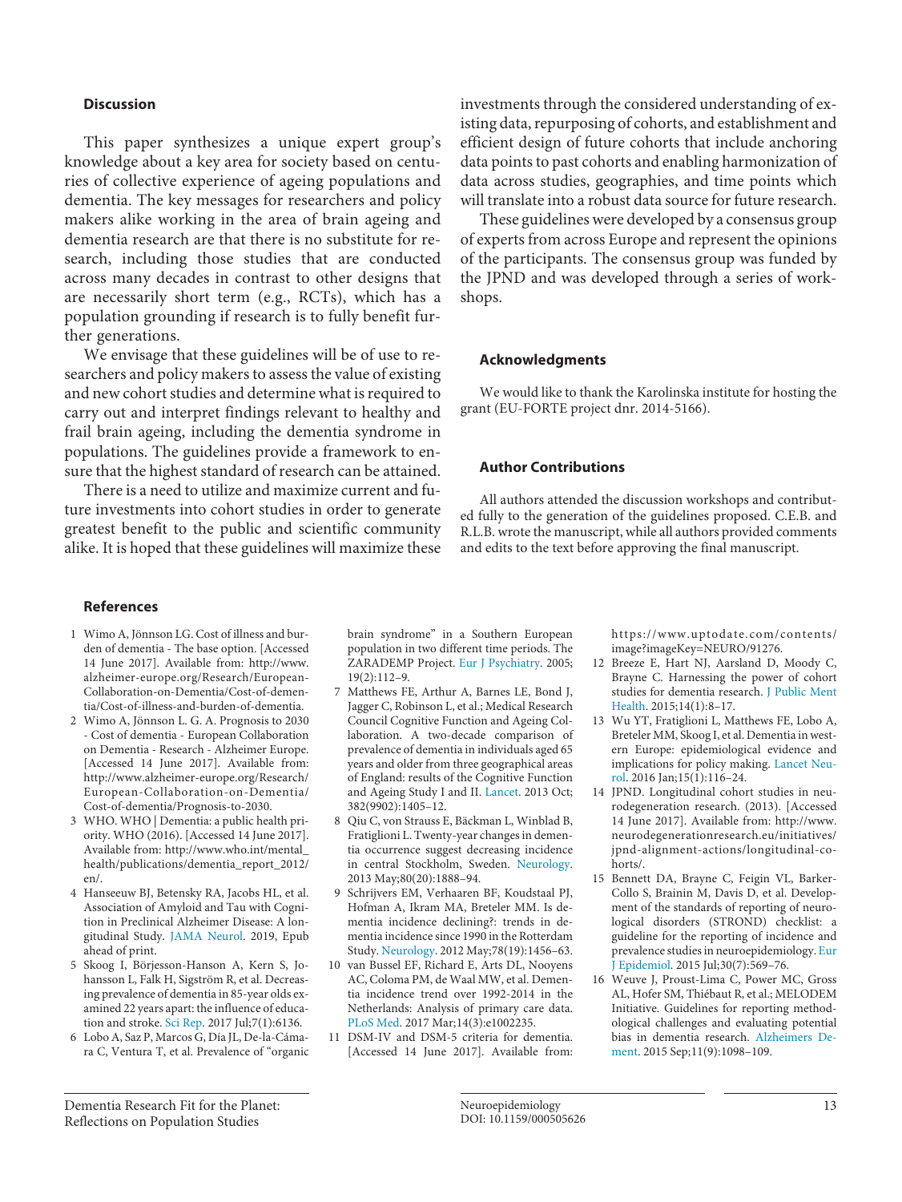## Discussion

This paper synthesizes a unique expert group's knowledge about a key area for society based on centuries of collective experience of ageing populations and dementia. The key messages for researchers and policy makers alike working in the area of brain ageing and dementia research are that there is no substitute for research, including those studies that are conducted across many decades in contrast to other designs that are necessarily short term (e.g., RCTs), which has a population grounding if research is to fully benefit further generations.

We envisage that these guidelines will be of use to researchers and policy makers to assess the value of existing and new cohort studies and determine what is required to carry out and interpret findings relevant to healthy and frail brain ageing, including the dementia syndrome in populations. The guidelines provide a framework to ensure that the highest standard of research can be attained.

There is a need to utilize and maximize current and future investments into cohort studies in order to generate greatest benefit to the public and scientific community alike. It is hoped that these guidelines will maximize these investments through the considered understanding of existing data, repurposing of cohorts, and establishment and efficient design of future cohorts that include anchoring data points to past cohorts and enabling harmonization of data across studies, geographies, and time points which will translate into a robust data source for future research.

These guidelines were developed by a consensus group of experts from across Europe and represent the opinions of the participants. The consensus group was funded by the JPND and was developed through a series of workshops.

## Acknowledgments

We would like to thank the Karolinska institute for hosting the grant (EU-FORTE project dnr. 2014-5166).

## Author Contributions

All authors attended the discussion workshops and contributed fully to the generation of the guidelines proposed. C.E.B. and R.L.B. wrote the manuscript, while all authors provided comments and edits to the text before approving the final manuscript.

## References

1. Wimo A, Jönsson LG. Cost of illness and burden of dementia - The base option. [Accessed 14 June 2017]. Available from: http://www.alzheimer-europe.org/Research/European-Collaboration-on-Dementia/Cost-of-dementia/Cost-of-illness-and-burden-of-dementia.
2. Wimo A, Jönsson L. G. A. Prognosis to 2030 - Cost of dementia - European Collaboration on Dementia - Research - Alzheimer Europe. [Accessed 14 June 2017]. Available from: http://www.alzheimer-europe.org/Research/European-Collaboration-on-Dementia/Cost-of-dementia/Prognosis-to-2030.
3. WHO. WHO | Dementia: a public health priority. WHO (2016). [Accessed 14 June 2017]. Available from: http://www.who.int/mental_health/publications/dementia_report_2012/en/.
4. Hanseeuw BJ, Betensky RA, Jacobs HL, et al. Association of Amyloid and Tau with Cognition in Preclinical Alzheimer Disease: A longitudinal Study. JAMA Neurol. 2019, Epub ahead of print.
5. Skoog I, Börjesson-Hanson A, Kern S, Johansson L, Falk H, Sigström R, et al. Decreasing prevalence of dementia in 85-year olds examined 22 years apart: the influence of education and stroke. Sci Rep. 2017 Jul;7(1):6136.
6. Lobo A, Saz P, Marcos G, Día JL, De-la-Cámara C, Ventura T, et al. Prevalence of "organic brain syndrome" in a Southern European population in two different time periods. The ZARADEMP Project. Eur J Psychiatry. 2005; 19(2):112–9.
7. Matthews FE, Arthur A, Barnes LE, Bond J, Jagger C, Robinson L, et al.; Medical Research Council Cognitive Function and Ageing Collaboration. A two-decade comparison of prevalence of dementia in individuals aged 65 years and older from three geographical areas of England: results of the Cognitive Function and Ageing Study I and II. Lancet. 2013 Oct; 382(9902):1405–12.
8. Qiu C, von Strauss E, Bäckman L, Winblad B, Fratiglioni L. Twenty-year changes in dementia occurrence suggest decreasing incidence in central Stockholm, Sweden. Neurology. 2013 May;80(20):1888–94.
9. Schrijvers EM, Verhaaren BF, Koudstaal PJ, Hofman A, Ikram MA, Breteler MM. Is dementia incidence declining?: trends in dementia incidence since 1990 in the Rotterdam Study. Neurology. 2012 May;78(19):1456–63.
10. van Bussel EF, Richard E, Arts DL, Nooyens AC, Coloma PM, de Waal MW, et al. Dementia incidence trend over 1992-2014 in the Netherlands: Analysis of primary care data. PLoS Med. 2017 Mar;14(3):e1002235.
11. DSM-IV and DSM-5 criteria for dementia. [Accessed 14 June 2017]. Available from: https://www.uptodate.com/contents/image?imageKey=NEURO/91276.
12. Breeze E, Hart NJ, Aarsland D, Moody C, Brayne C. Harnessing the power of cohort studies for dementia research. J Public Ment Health. 2015;14(1):8–17.
13. Wu YT, Fratiglioni L, Matthews FE, Lobo A, Breteler MM, Skoog I, et al. Dementia in western Europe: epidemiological evidence and implications for policy making. Lancet Neurol. 2016 Jan;15(1):116–24.
14. JPND. Longitudinal cohort studies in neurodegeneration research. (2013). [Accessed 14 June 2017]. Available from: http://www.neurodegenerationresearch.eu/initiatives/jpnd-alignment-actions/longitudinal-cohorts/.
15. Bennett DA, Brayne C, Feigin VL, Barker-Collo S, Brainin M, Davis D, et al. Development of the standards of reporting of neurological disorders (STROND) checklist: a guideline for the reporting of incidence and prevalence studies in neuroepidemiology. Eur J Epidemiol. 2015 Jul;30(7):569–76.
16. Weuve J, Proust-Lima C, Power MC, Gross AL, Hofer SM, Thiébaut R, et al.; MELODEM Initiative. Guidelines for reporting methodological challenges and evaluating potential bias in dementia research. Alzheimers Dement. 2015 Sep;11(9):1098–109.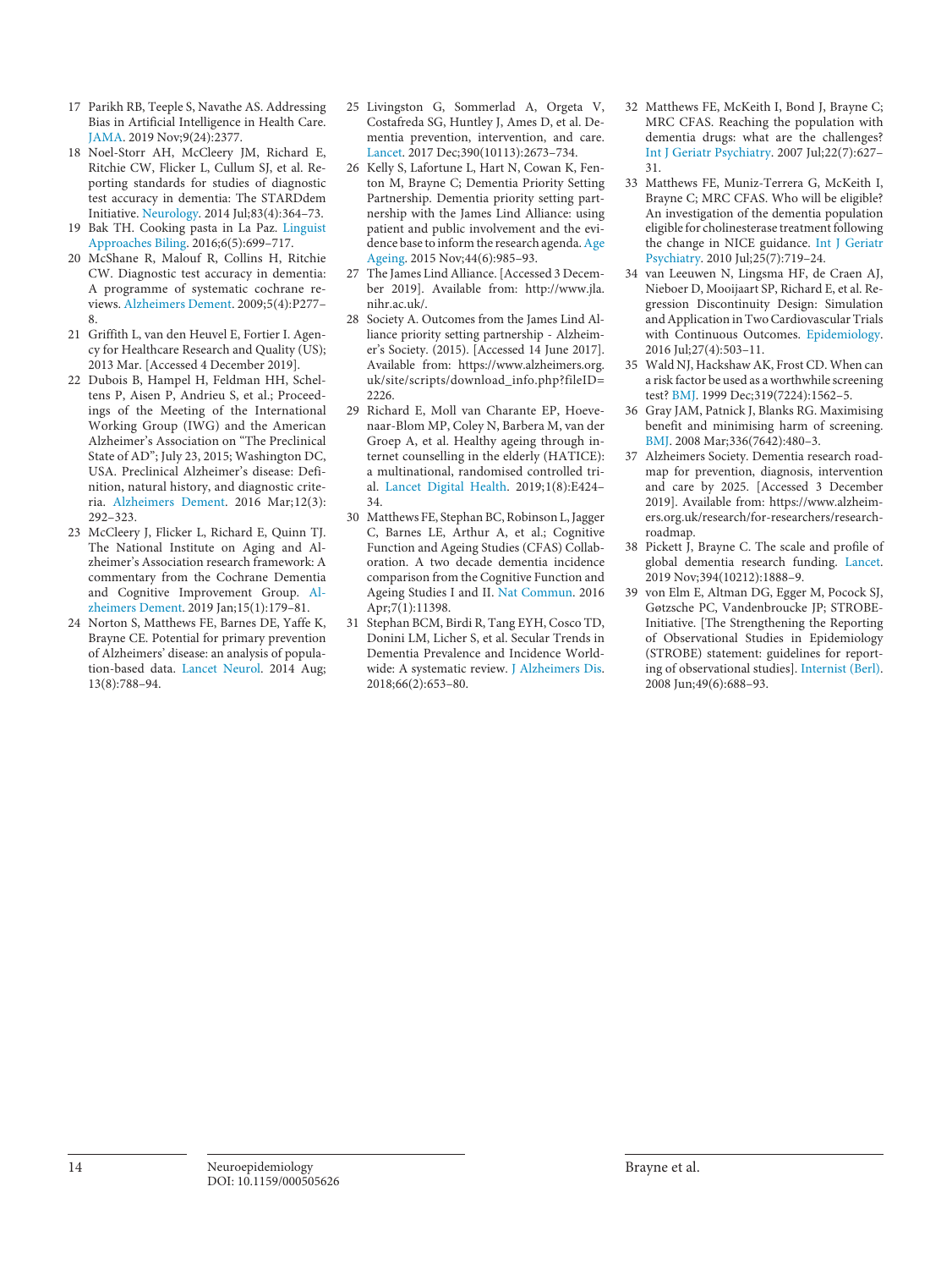17 Parikh RB, Teeple S, Navathe AS. Addressing Bias in Artificial Intelligence in Health Care. JAMA. 2019 Nov;9(24):2377.

18 Noel-Storr AH, McCleery JM, Richard E, Ritchie CW, Flicker L, Cullum SJ, et al. Reporting standards for studies of diagnostic test accuracy in dementia: The STARDdem Initiative. Neurology. 2014 Jul;83(4):364–73.

19 Bak TH. Cooking pasta in La Paz. Linguist Approaches Biling. 2016;6(5):699–717.

20 McShane R, Malouf R, Collins H, Ritchie CW. Diagnostic test accuracy in dementia: A programme of systematic cochrane reviews. Alzheimers Dement. 2009;5(4):P277–8.

21 Griffith L, van den Heuvel E, Fortier I. Agency for Healthcare Research and Quality (US); 2013 Mar. [Accessed 4 December 2019].

22 Dubois B, Hampel H, Feldman HH, Scheltens P, Aisen P, Andrieu S, et al.; Proceedings of the Meeting of the International Working Group (IWG) and the American Alzheimer's Association on "The Preclinical State of AD"; July 23, 2015; Washington DC, USA. Preclinical Alzheimer's disease: Definition, natural history, and diagnostic criteria. Alzheimers Dement. 2016 Mar;12(3): 292–323.

23 McCleery J, Flicker L, Richard E, Quinn TJ. The National Institute on Aging and Alzheimer's Association research framework: A commentary from the Cochrane Dementia and Cognitive Improvement Group. Alzheimers Dement. 2019 Jan;15(1):179–81.

24 Norton S, Matthews FE, Barnes DE, Yaffe K, Brayne CE. Potential for primary prevention of Alzheimers' disease: an analysis of population-based data. Lancet Neurol. 2014 Aug; 13(8):788–94.

25 Livingston G, Sommerlad A, Orgeta V, Costafreda SG, Huntley J, Ames D, et al. Dementia prevention, intervention, and care. Lancet. 2017 Dec;390(10113):2673–734.

26 Kelly S, Lafortune L, Hart N, Cowan K, Fenton M, Brayne C; Dementia Priority Setting Partnership. Dementia priority setting partnership with the James Lind Alliance: using patient and public involvement and the evidence base to inform the research agenda. Age Ageing. 2015 Nov;44(6):985–93.

27 The James Lind Alliance. [Accessed 3 December 2019]. Available from: http://www.jla.nihr.ac.uk/.

28 Society A. Outcomes from the James Lind Alliance priority setting partnership - Alzheimer's Society. (2015). [Accessed 14 June 2017]. Available from: https://www.alzheimers.org.uk/site/scripts/download_info.php?fileID=2226.

29 Richard E, Moll van Charante EP, Hoevenaar-Blom MP, Coley N, Barbera M, van der Groep A, et al. Healthy ageing through internet counselling in the elderly (HATICE): a multinational, randomised controlled trial. Lancet Digital Health. 2019;1(8):E424–34.

30 Matthews FE, Stephan BC, Robinson L, Jagger C, Barnes LE, Arthur A, et al.; Cognitive Function and Ageing Studies (CFAS) Collaboration. A two decade dementia incidence comparison from the Cognitive Function and Ageing Studies I and II. Nat Commun. 2016 Apr;7(1):11398.

31 Stephan BCM, Birdi R, Tang EYH, Cosco TD, Donini LM, Licher S, et al. Secular Trends in Dementia Prevalence and Incidence Worldwide: A systematic review. J Alzheimers Dis. 2018;66(2):653–80.

32 Matthews FE, McKeith I, Bond J, Brayne C; MRC CFAS. Reaching the population with dementia drugs: what are the challenges? Int J Geriatr Psychiatry. 2007 Jul;22(7):627–31.

33 Matthews FE, Muniz-Terrera G, McKeith I, Brayne C; MRC CFAS. Who will be eligible? An investigation of the dementia population eligible for cholinesterase treatment following the change in NICE guidance. Int J Geriatr Psychiatry. 2010 Jul;25(7):719–24.

34 van Leeuwen N, Lingsma HF, de Craen AJ, Nieboer D, Mooijaart SP, Richard E, et al. Regression Discontinuity Design: Simulation and Application in Two Cardiovascular Trials with Continuous Outcomes. Epidemiology. 2016 Jul;27(4):503–11.

35 Wald NJ, Hackshaw AK, Frost CD. When can a risk factor be used as a worthwhile screening test? BMJ. 1999 Dec;319(7224):1562–5.

36 Gray JAM, Patnick J, Blanks RG. Maximising benefit and minimising harm of screening. BMJ. 2008 Mar;336(7642):480–3.

37 Alzheimers Society. Dementia research roadmap for prevention, diagnosis, intervention and care by 2025. [Accessed 3 December 2019]. Available from: https://www.alzheimers.org.uk/research/for-researchers/research-roadmap.

38 Pickett J, Brayne C. The scale and profile of global dementia research funding. Lancet. 2019 Nov;394(10212):1888–9.

39 von Elm E, Altman DG, Egger M, Pocock SJ, Gøtzsche PC, Vandenbroucke JP; STROBE-Initiative. [The Strengthening the Reporting of Observational Studies in Epidemiology (STROBE) statement: guidelines for reporting of observational studies]. Internist (Berl). 2008 Jun;49(6):688–93.